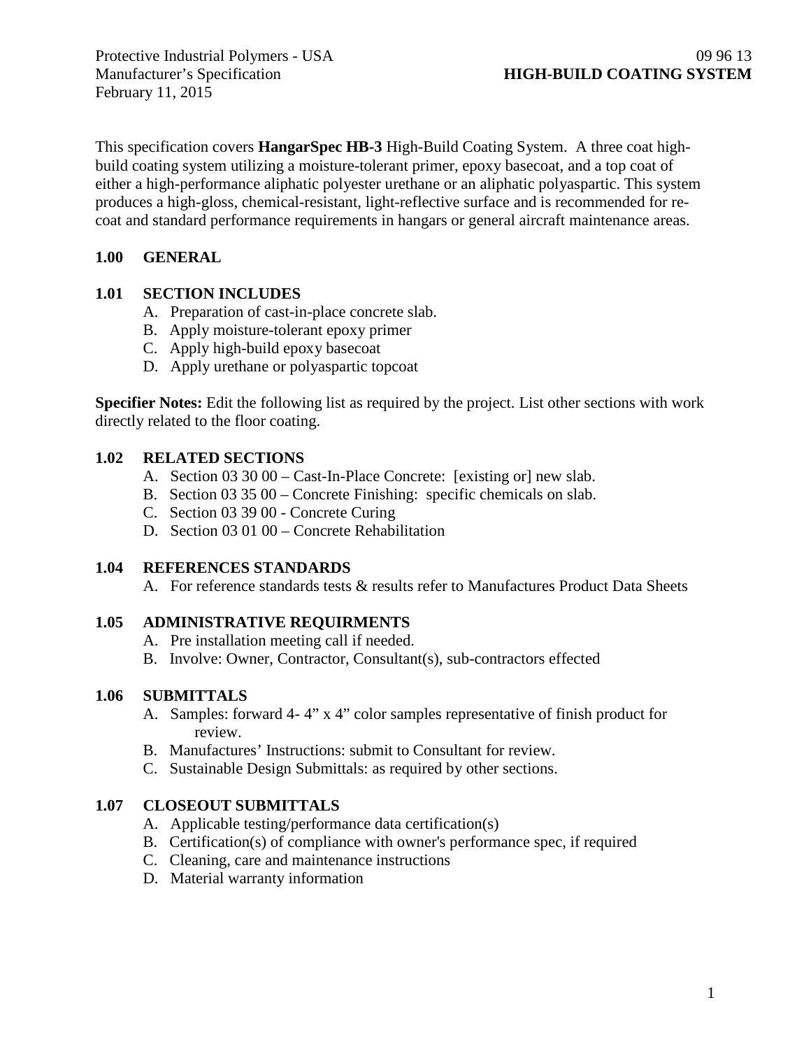Protective Industrial Polymers - USA
Manufacturer's Specification
February 11, 2015

09 96 13
**HIGH-BUILD COATING SYSTEM**

This specification covers **HangarSpec HB-3** High-Build Coating System. A three coat high-build coating system utilizing a moisture-tolerant primer, epoxy basecoat, and a top coat of either a high-performance aliphatic polyester urethane or an aliphatic polyaspartic. This system produces a high-gloss, chemical-resistant, light-reflective surface and is recommended for re-coat and standard performance requirements in hangars or general aircraft maintenance areas.

## 1.00 GENERAL

### 1.01 SECTION INCLUDES

A. Preparation of cast-in-place concrete slab.
B. Apply moisture-tolerant epoxy primer
C. Apply high-build epoxy basecoat
D. Apply urethane or polyaspartic topcoat

**Specifier Notes:** Edit the following list as required by the project. List other sections with work directly related to the floor coating.

### 1.02 RELATED SECTIONS

A. Section 03 30 00 – Cast-In-Place Concrete: [existing or] new slab.
B. Section 03 35 00 – Concrete Finishing: specific chemicals on slab.
C. Section 03 39 00 - Concrete Curing
D. Section 03 01 00 – Concrete Rehabilitation

### 1.04 REFERENCES STANDARDS

A. For reference standards tests & results refer to Manufactures Product Data Sheets

### 1.05 ADMINISTRATIVE REQUIRMENTS

A. Pre installation meeting call if needed.
B. Involve: Owner, Contractor, Consultant(s), sub-contractors effected

### 1.06 SUBMITTALS

A. Samples: forward 4- 4" x 4" color samples representative of finish product for review.
B. Manufactures' Instructions: submit to Consultant for review.
C. Sustainable Design Submittals: as required by other sections.

### 1.07 CLOSEOUT SUBMITTALS

A. Applicable testing/performance data certification(s)
B. Certification(s) of compliance with owner's performance spec, if required
C. Cleaning, care and maintenance instructions
D. Material warranty information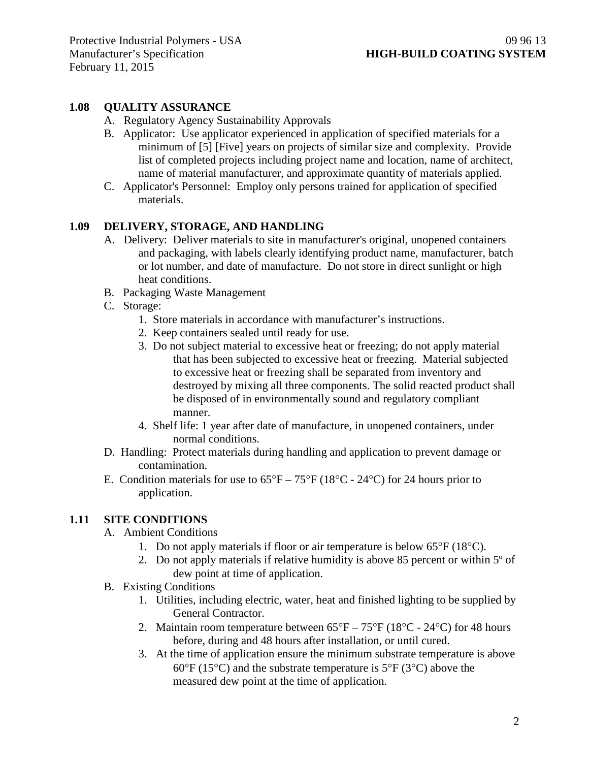### 1.08 QUALITY ASSURANCE

A. Regulatory Agency Sustainability Approvals

B. Applicator: Use applicator experienced in application of specified materials for a minimum of [5] [Five] years on projects of similar size and complexity. Provide list of completed projects including project name and location, name of architect, name of material manufacturer, and approximate quantity of materials applied.

C. Applicator's Personnel: Employ only persons trained for application of specified materials.

### 1.09 DELIVERY, STORAGE, AND HANDLING

A. Delivery: Deliver materials to site in manufacturer's original, unopened containers and packaging, with labels clearly identifying product name, manufacturer, batch or lot number, and date of manufacture. Do not store in direct sunlight or high heat conditions.

B. Packaging Waste Management

C. Storage:

1. Store materials in accordance with manufacturer's instructions.
2. Keep containers sealed until ready for use.
3. Do not subject material to excessive heat or freezing; do not apply material that has been subjected to excessive heat or freezing. Material subjected to excessive heat or freezing shall be separated from inventory and destroyed by mixing all three components. The solid reacted product shall be disposed of in environmentally sound and regulatory compliant manner.
4. Shelf life: 1 year after date of manufacture, in unopened containers, under normal conditions.

D. Handling: Protect materials during handling and application to prevent damage or contamination.

E. Condition materials for use to 65°F – 75°F (18°C - 24°C) for 24 hours prior to application.

### 1.11 SITE CONDITIONS

A. Ambient Conditions

1. Do not apply materials if floor or air temperature is below 65°F (18°C).
2. Do not apply materials if relative humidity is above 85 percent or within 5º of dew point at time of application.

B. Existing Conditions

1. Utilities, including electric, water, heat and finished lighting to be supplied by General Contractor.
2. Maintain room temperature between 65°F – 75°F (18°C - 24°C) for 48 hours before, during and 48 hours after installation, or until cured.
3. At the time of application ensure the minimum substrate temperature is above 60°F (15°C) and the substrate temperature is 5°F (3°C) above the measured dew point at the time of application.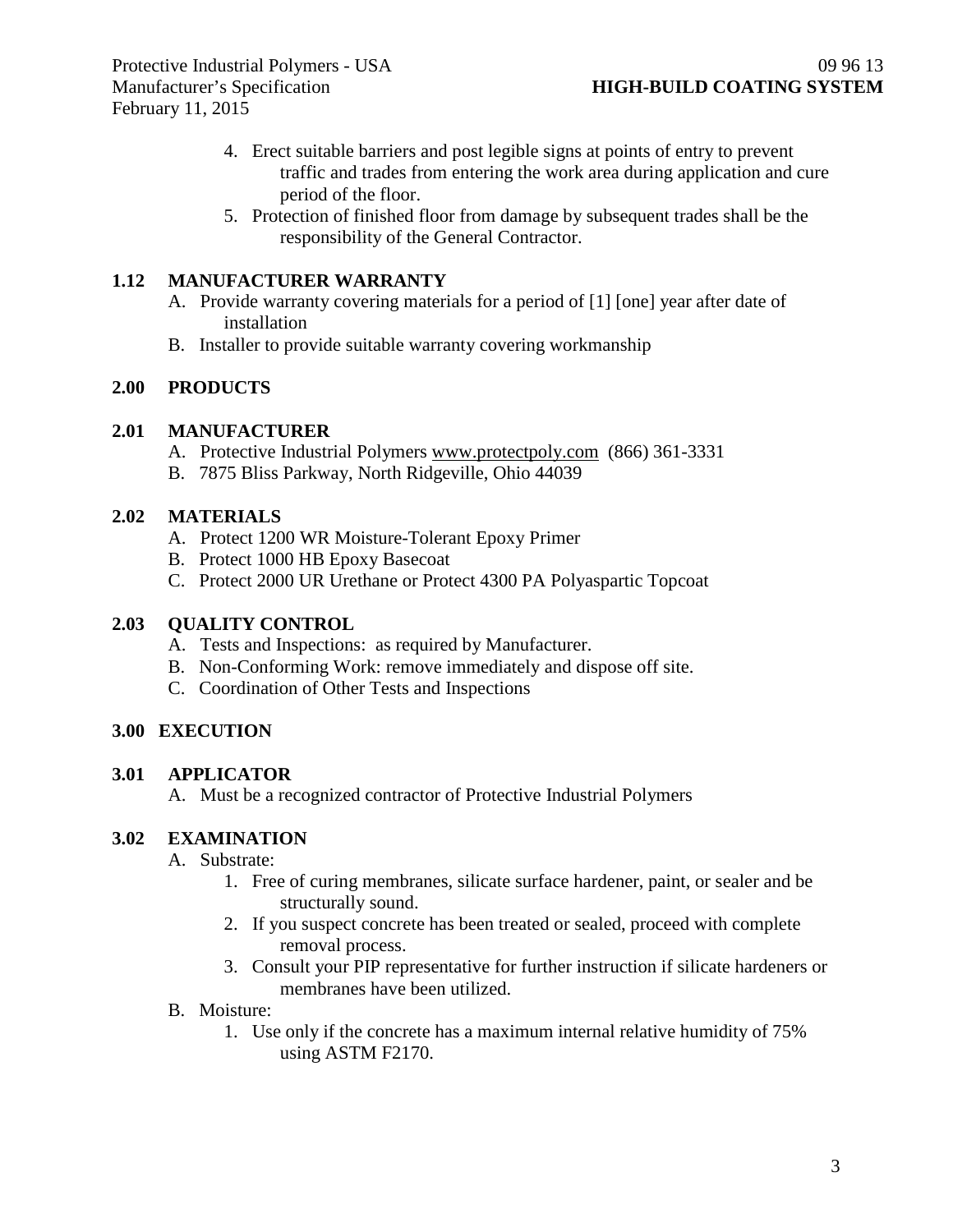4. Erect suitable barriers and post legible signs at points of entry to prevent traffic and trades from entering the work area during application and cure period of the floor.
5. Protection of finished floor from damage by subsequent trades shall be the responsibility of the General Contractor.

## 1.12 MANUFACTURER WARRANTY

A. Provide warranty covering materials for a period of [1] [one] year after date of installation
B. Installer to provide suitable warranty covering workmanship

# 2.00 PRODUCTS

## 2.01 MANUFACTURER

A. Protective Industrial Polymers www.protectpoly.com (866) 361-3331
B. 7875 Bliss Parkway, North Ridgeville, Ohio 44039

## 2.02 MATERIALS

A. Protect 1200 WR Moisture-Tolerant Epoxy Primer
B. Protect 1000 HB Epoxy Basecoat
C. Protect 2000 UR Urethane or Protect 4300 PA Polyaspartic Topcoat

## 2.03 QUALITY CONTROL

A. Tests and Inspections: as required by Manufacturer.
B. Non-Conforming Work: remove immediately and dispose off site.
C. Coordination of Other Tests and Inspections

# 3.00 EXECUTION

## 3.01 APPLICATOR

A. Must be a recognized contractor of Protective Industrial Polymers

## 3.02 EXAMINATION

A. Substrate:
   1. Free of curing membranes, silicate surface hardener, paint, or sealer and be structurally sound.
   2. If you suspect concrete has been treated or sealed, proceed with complete removal process.
   3. Consult your PIP representative for further instruction if silicate hardeners or membranes have been utilized.

B. Moisture:
   1. Use only if the concrete has a maximum internal relative humidity of 75% using ASTM F2170.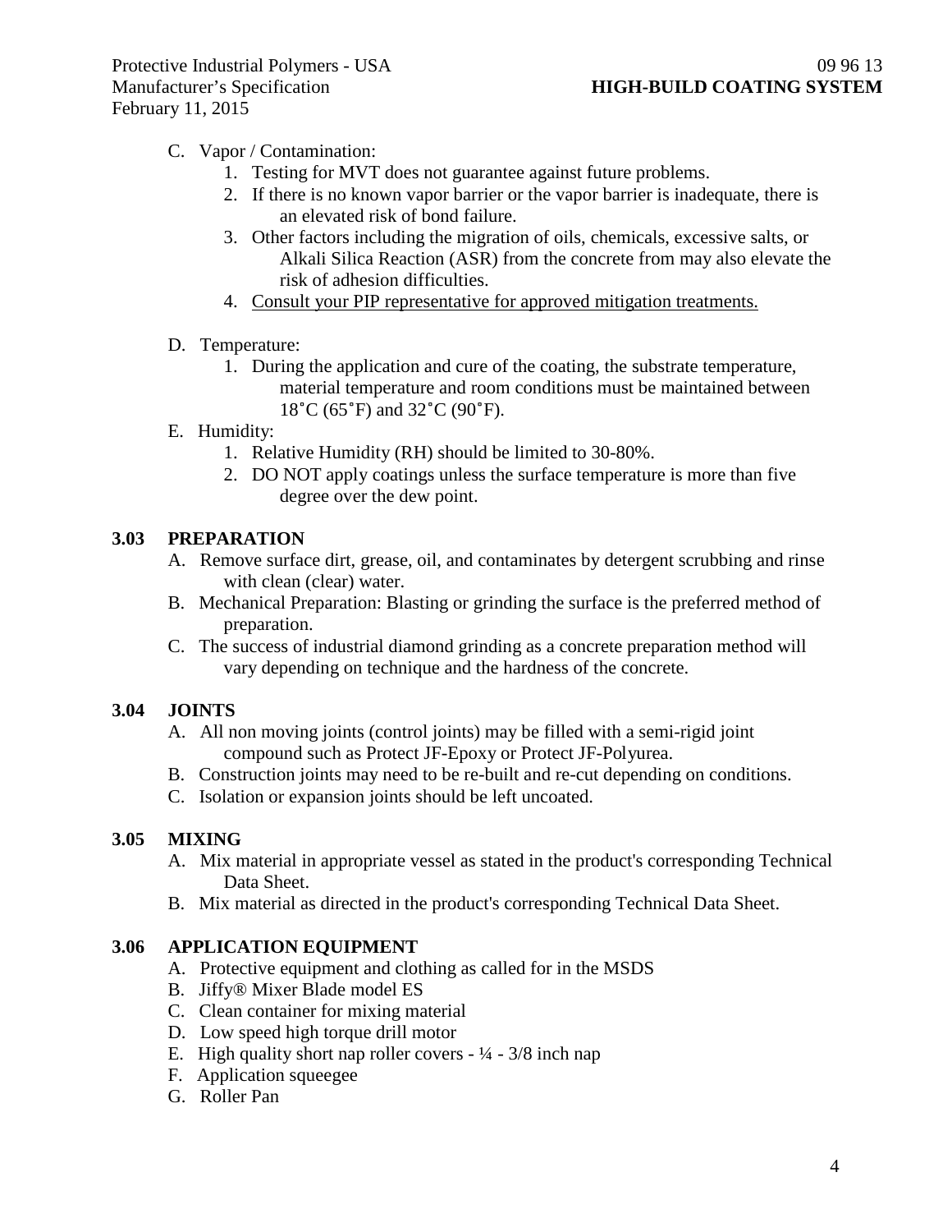C. Vapor / Contamination:
   1. Testing for MVT does not guarantee against future problems.
   2. If there is no known vapor barrier or the vapor barrier is inadequate, there is an elevated risk of bond failure.
   3. Other factors including the migration of oils, chemicals, excessive salts, or Alkali Silica Reaction (ASR) from the concrete from may also elevate the risk of adhesion difficulties.
   4. <u>Consult your PIP representative for approved mitigation treatments.</u>

D. Temperature:
   1. During the application and cure of the coating, the substrate temperature, material temperature and room conditions must be maintained between 18˚C (65˚F) and 32˚C (90˚F).

E. Humidity:
   1. Relative Humidity (RH) should be limited to 30-80%.
   2. DO NOT apply coatings unless the surface temperature is more than five degree over the dew point.

## 3.03 PREPARATION

A. Remove surface dirt, grease, oil, and contaminates by detergent scrubbing and rinse with clean (clear) water.

B. Mechanical Preparation: Blasting or grinding the surface is the preferred method of preparation.

C. The success of industrial diamond grinding as a concrete preparation method will vary depending on technique and the hardness of the concrete.

## 3.04 JOINTS

A. All non moving joints (control joints) may be filled with a semi-rigid joint compound such as Protect JF-Epoxy or Protect JF-Polyurea.

B. Construction joints may need to be re-built and re-cut depending on conditions.

C. Isolation or expansion joints should be left uncoated.

## 3.05 MIXING

A. Mix material in appropriate vessel as stated in the product's corresponding Technical Data Sheet.

B. Mix material as directed in the product's corresponding Technical Data Sheet.

## 3.06 APPLICATION EQUIPMENT

A. Protective equipment and clothing as called for in the MSDS

B. Jiffy® Mixer Blade model ES

C. Clean container for mixing material

D. Low speed high torque drill motor

E. High quality short nap roller covers - ¼ - 3/8 inch nap

F. Application squeegee

G. Roller Pan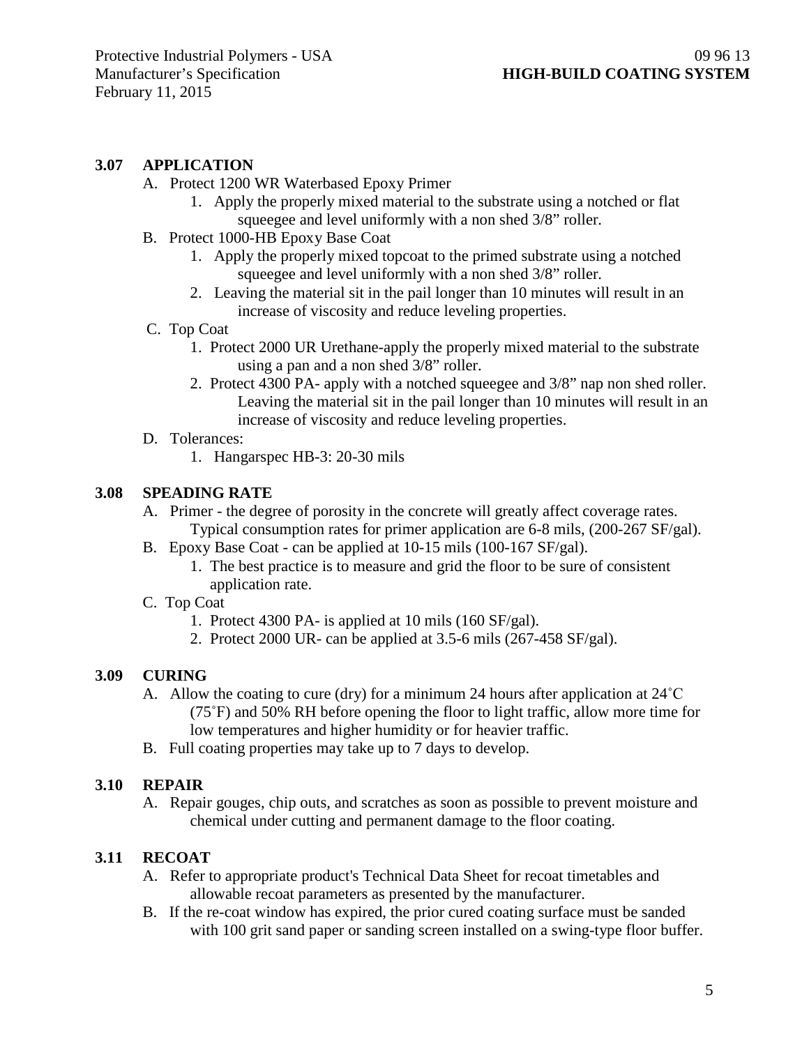## 3.07 APPLICATION

A. Protect 1200 WR Waterbased Epoxy Primer
   1. Apply the properly mixed material to the substrate using a notched or flat squeegee and level uniformly with a non shed 3/8" roller.

B. Protect 1000-HB Epoxy Base Coat
   1. Apply the properly mixed topcoat to the primed substrate using a notched squeegee and level uniformly with a non shed 3/8" roller.
   2. Leaving the material sit in the pail longer than 10 minutes will result in an increase of viscosity and reduce leveling properties.

C. Top Coat
   1. Protect 2000 UR Urethane-apply the properly mixed material to the substrate using a pan and a non shed 3/8" roller.
   2. Protect 4300 PA- apply with a notched squeegee and 3/8" nap non shed roller. Leaving the material sit in the pail longer than 10 minutes will result in an increase of viscosity and reduce leveling properties.

D. Tolerances:
   1. Hangarspec HB-3: 20-30 mils

## 3.08 SPEADING RATE

A. Primer - the degree of porosity in the concrete will greatly affect coverage rates. Typical consumption rates for primer application are 6-8 mils, (200-267 SF/gal).

B. Epoxy Base Coat - can be applied at 10-15 mils (100-167 SF/gal).
   1. The best practice is to measure and grid the floor to be sure of consistent application rate.

C. Top Coat
   1. Protect 4300 PA- is applied at 10 mils (160 SF/gal).
   2. Protect 2000 UR- can be applied at 3.5-6 mils (267-458 SF/gal).

## 3.09 CURING

A. Allow the coating to cure (dry) for a minimum 24 hours after application at 24˚C (75˚F) and 50% RH before opening the floor to light traffic, allow more time for low temperatures and higher humidity or for heavier traffic.

B. Full coating properties may take up to 7 days to develop.

## 3.10 REPAIR

A. Repair gouges, chip outs, and scratches as soon as possible to prevent moisture and chemical under cutting and permanent damage to the floor coating.

## 3.11 RECOAT

A. Refer to appropriate product's Technical Data Sheet for recoat timetables and allowable recoat parameters as presented by the manufacturer.

B. If the re-coat window has expired, the prior cured coating surface must be sanded with 100 grit sand paper or sanding screen installed on a swing-type floor buffer.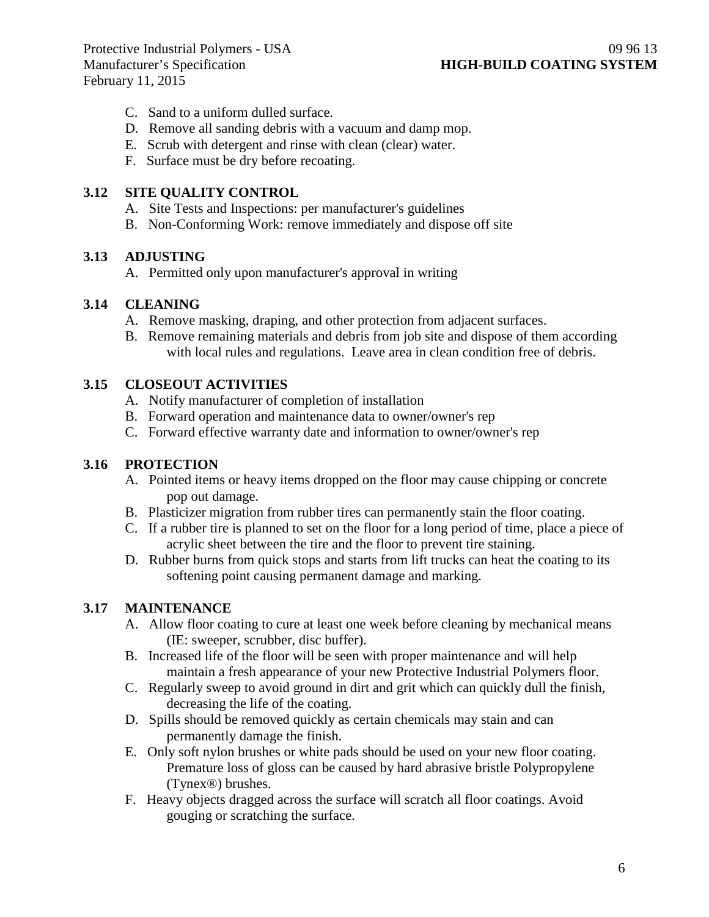C. Sand to a uniform dulled surface.
D. Remove all sanding debris with a vacuum and damp mop.
E. Scrub with detergent and rinse with clean (clear) water.
F. Surface must be dry before recoating.

### 3.12 SITE QUALITY CONTROL

A. Site Tests and Inspections: per manufacturer's guidelines
B. Non-Conforming Work: remove immediately and dispose off site

### 3.13 ADJUSTING

A. Permitted only upon manufacturer's approval in writing

### 3.14 CLEANING

A. Remove masking, draping, and other protection from adjacent surfaces.
B. Remove remaining materials and debris from job site and dispose of them according with local rules and regulations. Leave area in clean condition free of debris.

### 3.15 CLOSEOUT ACTIVITIES

A. Notify manufacturer of completion of installation
B. Forward operation and maintenance data to owner/owner's rep
C. Forward effective warranty date and information to owner/owner's rep

### 3.16 PROTECTION

A. Pointed items or heavy items dropped on the floor may cause chipping or concrete pop out damage.
B. Plasticizer migration from rubber tires can permanently stain the floor coating.
C. If a rubber tire is planned to set on the floor for a long period of time, place a piece of acrylic sheet between the tire and the floor to prevent tire staining.
D. Rubber burns from quick stops and starts from lift trucks can heat the coating to its softening point causing permanent damage and marking.

### 3.17 MAINTENANCE

A. Allow floor coating to cure at least one week before cleaning by mechanical means (IE: sweeper, scrubber, disc buffer).
B. Increased life of the floor will be seen with proper maintenance and will help maintain a fresh appearance of your new Protective Industrial Polymers floor.
C. Regularly sweep to avoid ground in dirt and grit which can quickly dull the finish, decreasing the life of the coating.
D. Spills should be removed quickly as certain chemicals may stain and can permanently damage the finish.
E. Only soft nylon brushes or white pads should be used on your new floor coating. Premature loss of gloss can be caused by hard abrasive bristle Polypropylene (Tynex®) brushes.
F. Heavy objects dragged across the surface will scratch all floor coatings. Avoid gouging or scratching the surface.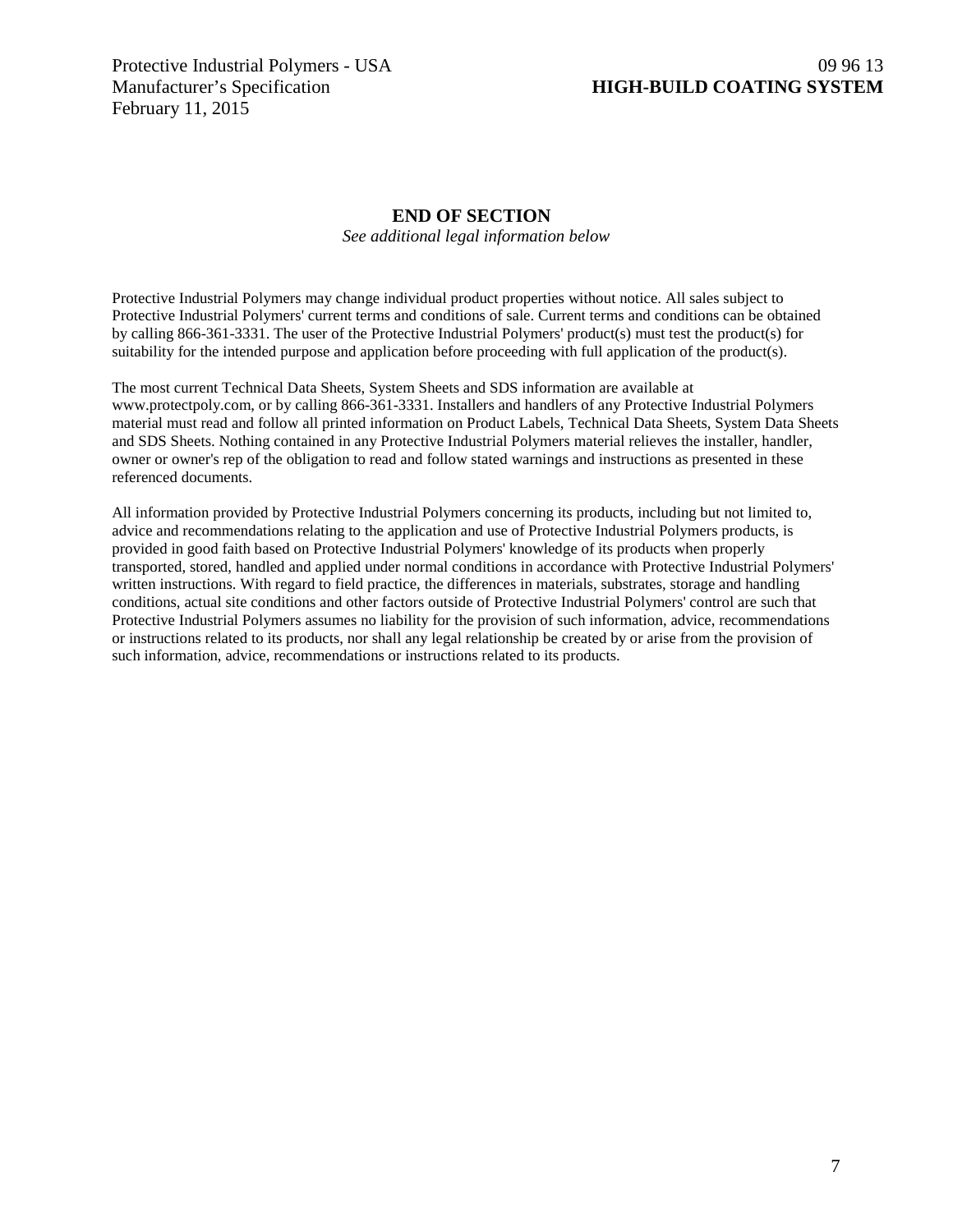**END OF SECTION**

*See additional legal information below*

Protective Industrial Polymers may change individual product properties without notice. All sales subject to Protective Industrial Polymers' current terms and conditions of sale. Current terms and conditions can be obtained by calling 866-361-3331. The user of the Protective Industrial Polymers' product(s) must test the product(s) for suitability for the intended purpose and application before proceeding with full application of the product(s).

The most current Technical Data Sheets, System Sheets and SDS information are available at www.protectpoly.com, or by calling 866-361-3331. Installers and handlers of any Protective Industrial Polymers material must read and follow all printed information on Product Labels, Technical Data Sheets, System Data Sheets and SDS Sheets. Nothing contained in any Protective Industrial Polymers material relieves the installer, handler, owner or owner's rep of the obligation to read and follow stated warnings and instructions as presented in these referenced documents.

All information provided by Protective Industrial Polymers concerning its products, including but not limited to, advice and recommendations relating to the application and use of Protective Industrial Polymers products, is provided in good faith based on Protective Industrial Polymers' knowledge of its products when properly transported, stored, handled and applied under normal conditions in accordance with Protective Industrial Polymers' written instructions. With regard to field practice, the differences in materials, substrates, storage and handling conditions, actual site conditions and other factors outside of Protective Industrial Polymers' control are such that Protective Industrial Polymers assumes no liability for the provision of such information, advice, recommendations or instructions related to its products, nor shall any legal relationship be created by or arise from the provision of such information, advice, recommendations or instructions related to its products.